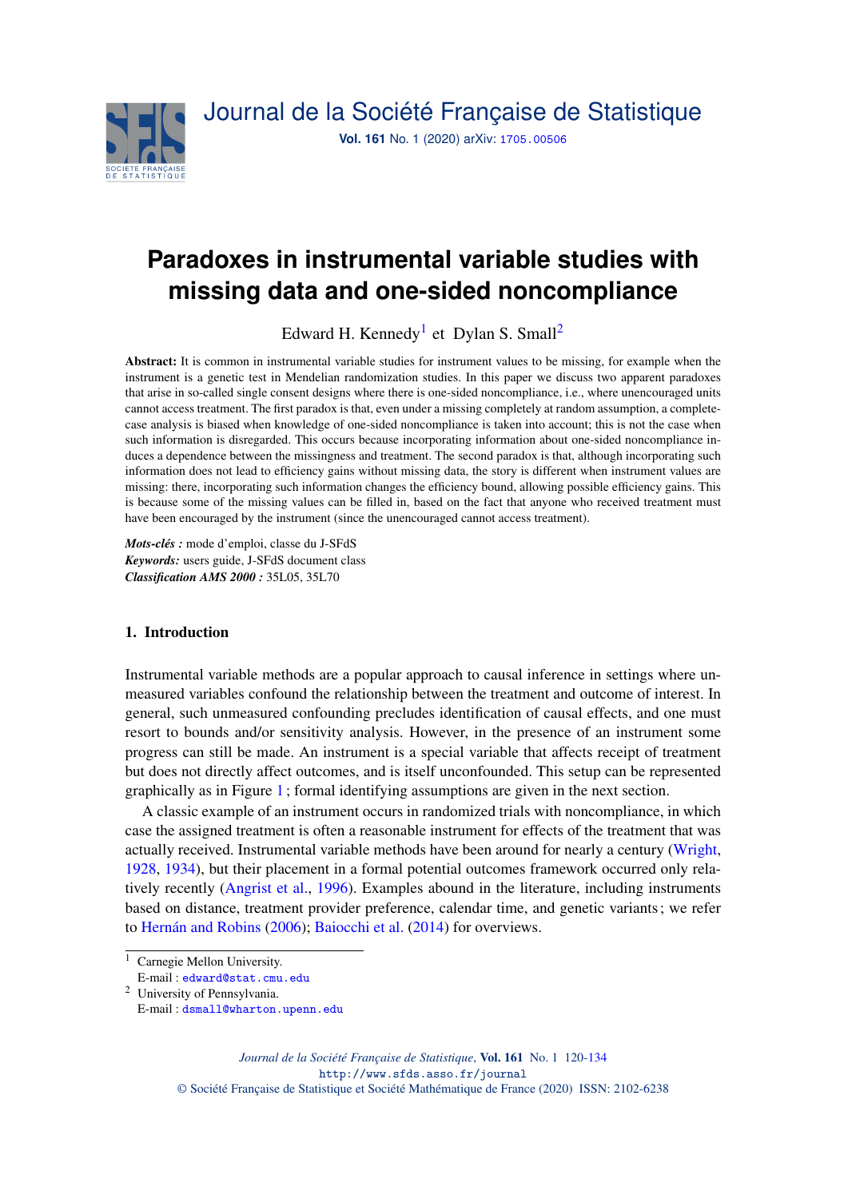# Paradoxes in instrumental variable studies with missing data and one-sided noncompliance

Edward H. Kennedy[1] et Dylan S. Small[2]

**Abstract:** It is common in instrumental variable studies for instrument values to be missing, for example when the instrument is a genetic test in Mendelian randomization studies. In this paper we discuss two apparent paradoxes that arise in so-called single consent designs where there is one-sided noncompliance, i.e., where unencouraged units cannot access treatment. The first paradox is that, even under a missing completely at random assumption, a complete-case analysis is biased when knowledge of one-sided noncompliance is taken into account; this is not the case when such information is disregarded. This occurs because incorporating information about one-sided noncompliance induces a dependence between the missingness and treatment. The second paradox is that, although incorporating such information does not lead to efficiency gains without missing data, the story is different when instrument values are missing: there, incorporating such information changes the efficiency bound, allowing possible efficiency gains. This is because some of the missing values can be filled in, based on the fact that anyone who received treatment must have been encouraged by the instrument (since the unencouraged cannot access treatment).

***Mots-clés :*** mode d'emploi, classe du J-SFdS
***Keywords:*** users guide, J-SFdS document class
***Classification AMS 2000 :*** 35L05, 35L70

## 1. Introduction

Instrumental variable methods are a popular approach to causal inference in settings where unmeasured variables confound the relationship between the treatment and outcome of interest. In general, such unmeasured confounding precludes identification of causal effects, and one must resort to bounds and/or sensitivity analysis. However, in the presence of an instrument some progress can still be made. An instrument is a special variable that affects receipt of treatment but does not directly affect outcomes, and is itself unconfounded. This setup can be represented graphically as in Figure 1; formal identifying assumptions are given in the next section.

A classic example of an instrument occurs in randomized trials with noncompliance, in which case the assigned treatment is often a reasonable instrument for effects of the treatment that was actually received. Instrumental variable methods have been around for nearly a century (Wright, 1928, 1934), but their placement in a formal potential outcomes framework occurred only relatively recently (Angrist et al., 1996). Examples abound in the literature, including instruments based on distance, treatment provider preference, calendar time, and genetic variants; we refer to Hernán and Robins (2006); Baiocchi et al. (2014) for overviews.

[1] Carnegie Mellon University.
E-mail : edward@stat.cmu.edu

[2] University of Pennsylvania.
E-mail : dsmall@wharton.upenn.edu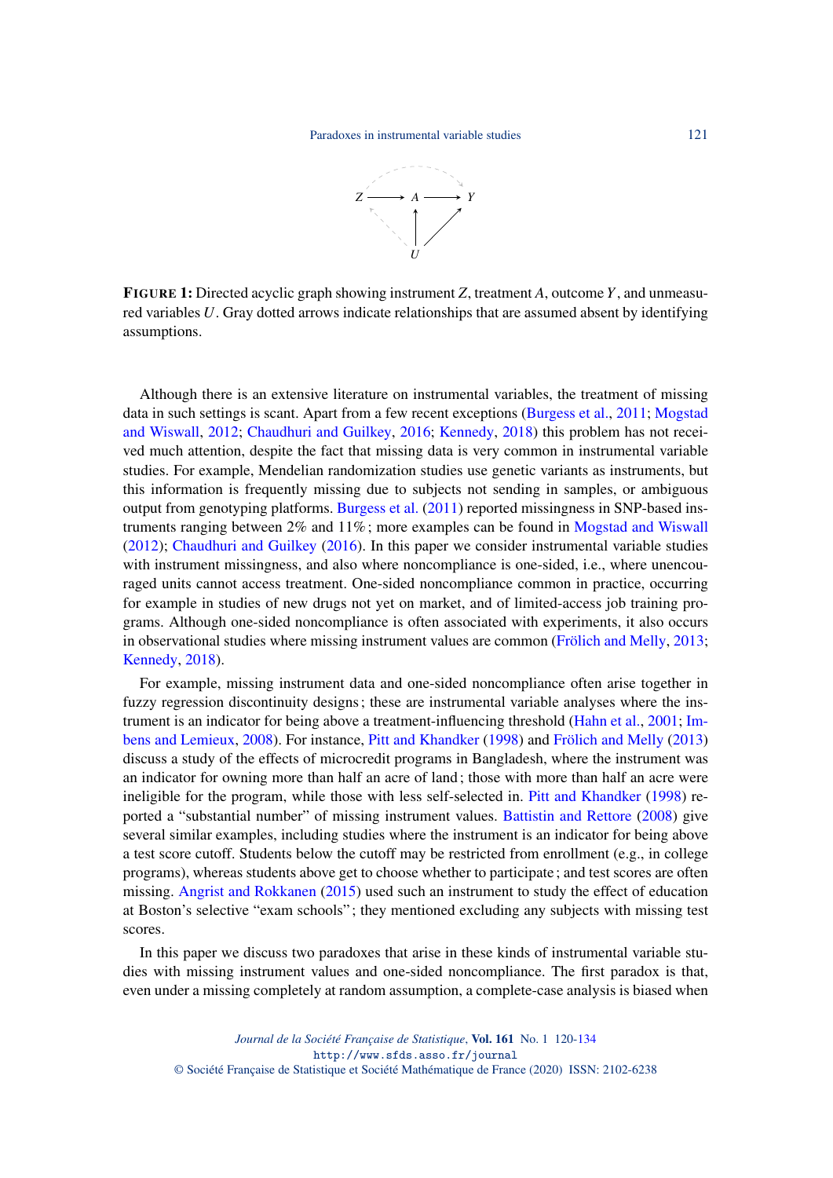**FIGURE 1:** Directed acyclic graph showing instrument $Z$, treatment $A$, outcome $Y$, and unmeasured variables $U$. Gray dotted arrows indicate relationships that are assumed absent by identifying assumptions.

Although there is an extensive literature on instrumental variables, the treatment of missing data in such settings is scant. Apart from a few recent exceptions (Burgess et al., 2011; Mogstad and Wiswall, 2012; Chaudhuri and Guilkey, 2016; Kennedy, 2018) this problem has not received much attention, despite the fact that missing data is very common in instrumental variable studies. For example, Mendelian randomization studies use genetic variants as instruments, but this information is frequently missing due to subjects not sending in samples, or ambiguous output from genotyping platforms. Burgess et al. (2011) reported missingness in SNP-based instruments ranging between 2% and 11% ; more examples can be found in Mogstad and Wiswall (2012); Chaudhuri and Guilkey (2016). In this paper we consider instrumental variable studies with instrument missingness, and also where noncompliance is one-sided, i.e., where unencouraged units cannot access treatment. One-sided noncompliance common in practice, occurring for example in studies of new drugs not yet on market, and of limited-access job training programs. Although one-sided noncompliance is often associated with experiments, it also occurs in observational studies where missing instrument values are common (Frölich and Melly, 2013; Kennedy, 2018).

For example, missing instrument data and one-sided noncompliance often arise together in fuzzy regression discontinuity designs ; these are instrumental variable analyses where the instrument is an indicator for being above a treatment-influencing threshold (Hahn et al., 2001; Imbens and Lemieux, 2008). For instance, Pitt and Khandker (1998) and Frölich and Melly (2013) discuss a study of the effects of microcredit programs in Bangladesh, where the instrument was an indicator for owning more than half an acre of land ; those with more than half an acre were ineligible for the program, while those with less self-selected in. Pitt and Khandker (1998) reported a "substantial number" of missing instrument values. Battistin and Rettore (2008) give several similar examples, including studies where the instrument is an indicator for being above a test score cutoff. Students below the cutoff may be restricted from enrollment (e.g., in college programs), whereas students above get to choose whether to participate ; and test scores are often missing. Angrist and Rokkanen (2015) used such an instrument to study the effect of education at Boston's selective "exam schools" ; they mentioned excluding any subjects with missing test scores.

In this paper we discuss two paradoxes that arise in these kinds of instrumental variable studies with missing instrument values and one-sided noncompliance. The first paradox is that, even under a missing completely at random assumption, a complete-case analysis is biased when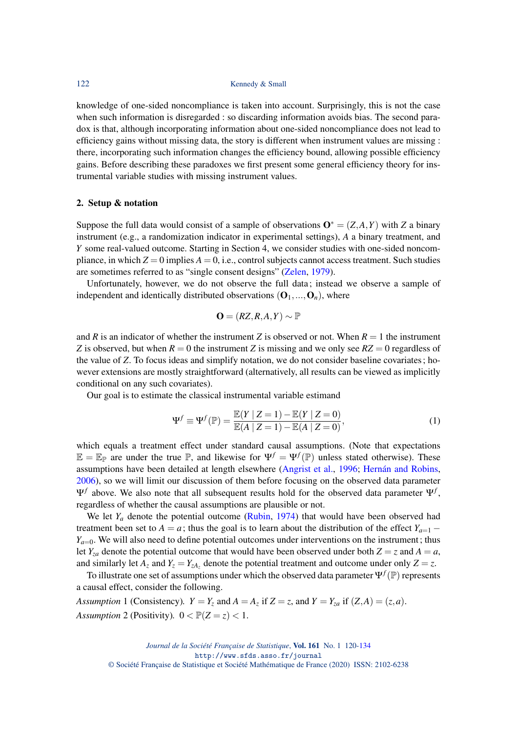knowledge of one-sided noncompliance is taken into account. Surprisingly, this is not the case when such information is disregarded : so discarding information avoids bias. The second paradox is that, although incorporating information about one-sided noncompliance does not lead to efficiency gains without missing data, the story is different when instrument values are missing : there, incorporating such information changes the efficiency bound, allowing possible efficiency gains. Before describing these paradoxes we first present some general efficiency theory for instrumental variable studies with missing instrument values.

## 2. Setup & notation

Suppose the full data would consist of a sample of observations $\mathbf{O}^* = (Z, A, Y)$ with $Z$ a binary instrument (e.g., a randomization indicator in experimental settings), $A$ a binary treatment, and $Y$ some real-valued outcome. Starting in Section 4, we consider studies with one-sided noncompliance, in which $Z = 0$ implies $A = 0$, i.e., control subjects cannot access treatment. Such studies are sometimes referred to as "single consent designs" (Zelen, 1979).

Unfortunately, however, we do not observe the full data ; instead we observe a sample of independent and identically distributed observations $(\mathbf{O}_1, ..., \mathbf{O}_n)$, where

$$\mathbf{O} = (RZ, R, A, Y) \sim \mathbb{P}$$

and $R$ is an indicator of whether the instrument $Z$ is observed or not. When $R = 1$ the instrument $Z$ is observed, but when $R = 0$ the instrument $Z$ is missing and we only see $RZ = 0$ regardless of the value of $Z$. To focus ideas and simplify notation, we do not consider baseline covariates ; however extensions are mostly straightforward (alternatively, all results can be viewed as implicitly conditional on any such covariates).

Our goal is to estimate the classical instrumental variable estimand

$$\Psi^f \equiv \Psi^f(\mathbb{P}) = \frac{\mathbb{E}(Y \mid Z = 1) - \mathbb{E}(Y \mid Z = 0)}{\mathbb{E}(A \mid Z = 1) - \mathbb{E}(A \mid Z = 0)}, \tag{1}$$

which equals a treatment effect under standard causal assumptions. (Note that expectations $\mathbb{E} = \mathbb{E}_{\mathbb{P}}$ are under the true $\mathbb{P}$, and likewise for $\Psi^f = \Psi^f(\mathbb{P})$ unless stated otherwise). These assumptions have been detailed at length elsewhere (Angrist et al., 1996; Hernán and Robins, 2006), so we will limit our discussion of them before focusing on the observed data parameter $\Psi^f$ above. We also note that all subsequent results hold for the observed data parameter $\Psi^f$, regardless of whether the causal assumptions are plausible or not.

We let $Y_a$ denote the potential outcome (Rubin, 1974) that would have been observed had treatment been set to $A = a$ ; thus the goal is to learn about the distribution of the effect $Y_{a=1} - Y_{a=0}$. We will also need to define potential outcomes under interventions on the instrument ; thus let $Y_{za}$ denote the potential outcome that would have been observed under both $Z = z$ and $A = a$, and similarly let $A_z$ and $Y_z = Y_{zA_z}$ denote the potential treatment and outcome under only $Z = z$.

To illustrate one set of assumptions under which the observed data parameter $\Psi^f(\mathbb{P})$ represents a causal effect, consider the following.

*Assumption* 1 (Consistency). $Y = Y_z$ and $A = A_z$ if $Z = z$, and $Y = Y_{za}$ if $(Z, A) = (z, a)$.

*Assumption* 2 (Positivity). $0 < \mathbb{P}(Z = z) < 1$.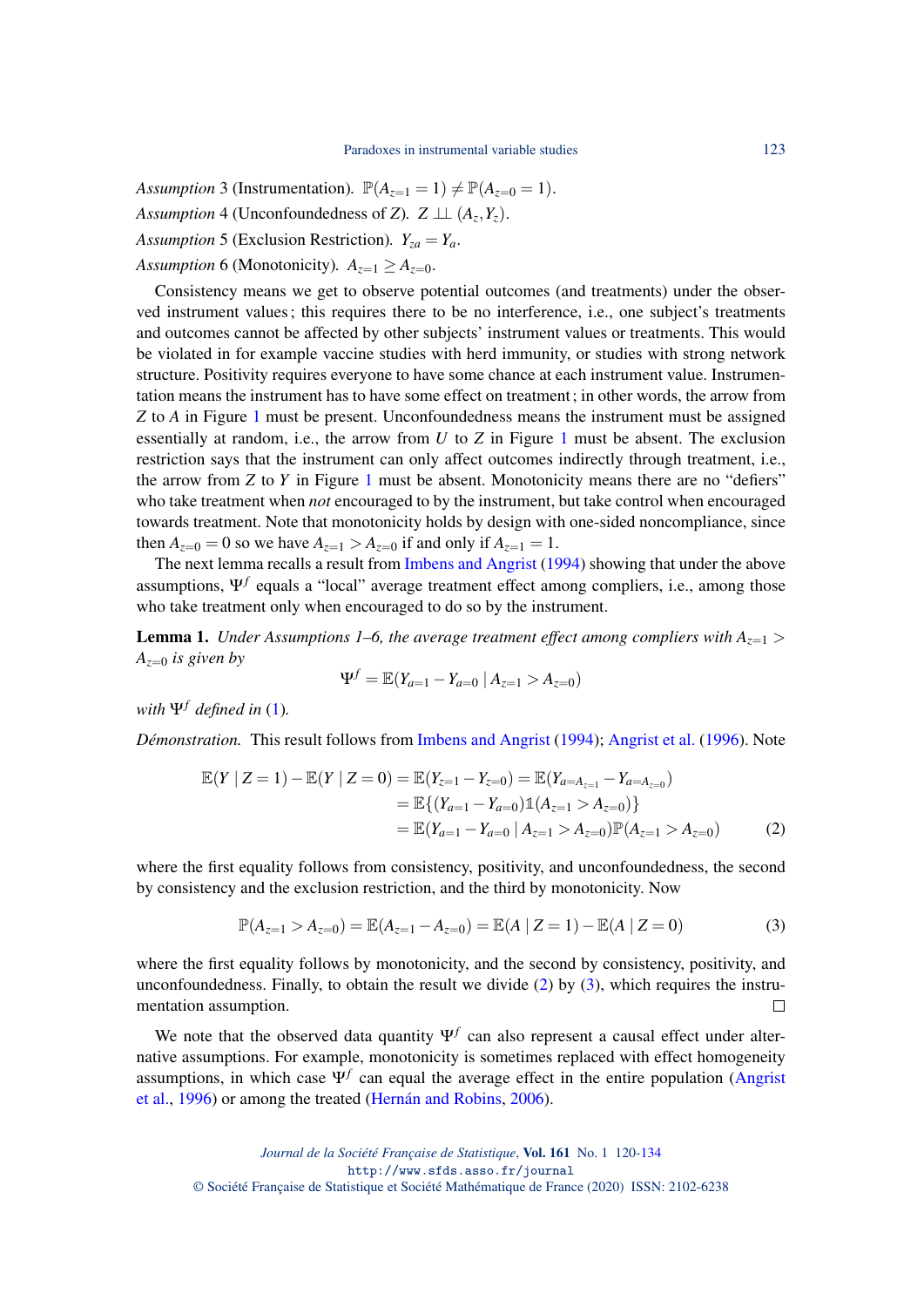*Assumption* 3 (Instrumentation). $\mathbb{P}(A_{z=1} = 1) \neq \mathbb{P}(A_{z=0} = 1)$.

*Assumption* 4 (Unconfoundedness of $Z$). $Z \perp\!\!\!\perp (A_z, Y_z)$.

*Assumption* 5 (Exclusion Restriction). $Y_{za} = Y_a$.

*Assumption* 6 (Monotonicity). $A_{z=1} \geq A_{z=0}$.

Consistency means we get to observe potential outcomes (and treatments) under the observed instrument values ; this requires there to be no interference, i.e., one subject's treatments and outcomes cannot be affected by other subjects' instrument values or treatments. This would be violated in for example vaccine studies with herd immunity, or studies with strong network structure. Positivity requires everyone to have some chance at each instrument value. Instrumentation means the instrument has to have some effect on treatment ; in other words, the arrow from $Z$ to $A$ in Figure 1 must be present. Unconfoundedness means the instrument must be assigned essentially at random, i.e., the arrow from $U$ to $Z$ in Figure 1 must be absent. The exclusion restriction says that the instrument can only affect outcomes indirectly through treatment, i.e., the arrow from $Z$ to $Y$ in Figure 1 must be absent. Monotonicity means there are no "defiers" who take treatment when *not* encouraged to by the instrument, but take control when encouraged towards treatment. Note that monotonicity holds by design with one-sided noncompliance, since then $A_{z=0} = 0$ so we have $A_{z=1} > A_{z=0}$ if and only if $A_{z=1} = 1$.

The next lemma recalls a result from Imbens and Angrist (1994) showing that under the above assumptions, $\Psi^f$ equals a "local" average treatment effect among compliers, i.e., among those who take treatment only when encouraged to do so by the instrument.

**Lemma 1.** *Under Assumptions 1–6, the average treatment effect among compliers with $A_{z=1} > A_{z=0}$ is given by*

$$\Psi^f = \mathbb{E}(Y_{a=1} - Y_{a=0} \mid A_{z=1} > A_{z=0})$$

*with $\Psi^f$ defined in (1).*

*Démonstration.* This result follows from Imbens and Angrist (1994); Angrist et al. (1996). Note

$$\begin{aligned}
\mathbb{E}(Y \mid Z=1) - \mathbb{E}(Y \mid Z=0) &= \mathbb{E}(Y_{z=1} - Y_{z=0}) = \mathbb{E}(Y_{a=A_{z=1}} - Y_{a=A_{z=0}}) \\
&= \mathbb{E}\{(Y_{a=1} - Y_{a=0})\mathbb{1}(A_{z=1} > A_{z=0})\} \\
&= \mathbb{E}(Y_{a=1} - Y_{a=0} \mid A_{z=1} > A_{z=0})\mathbb{P}(A_{z=1} > A_{z=0}) \qquad (2)
\end{aligned}$$

where the first equality follows from consistency, positivity, and unconfoundedness, the second by consistency and the exclusion restriction, and the third by monotonicity. Now

$$\mathbb{P}(A_{z=1} > A_{z=0}) = \mathbb{E}(A_{z=1} - A_{z=0}) = \mathbb{E}(A \mid Z=1) - \mathbb{E}(A \mid Z=0) \qquad (3)$$

where the first equality follows by monotonicity, and the second by consistency, positivity, and unconfoundedness. Finally, to obtain the result we divide (2) by (3), which requires the instrumentation assumption. □

We note that the observed data quantity $\Psi^f$ can also represent a causal effect under alternative assumptions. For example, monotonicity is sometimes replaced with effect homogeneity assumptions, in which case $\Psi^f$ can equal the average effect in the entire population (Angrist et al., 1996) or among the treated (Hernán and Robins, 2006).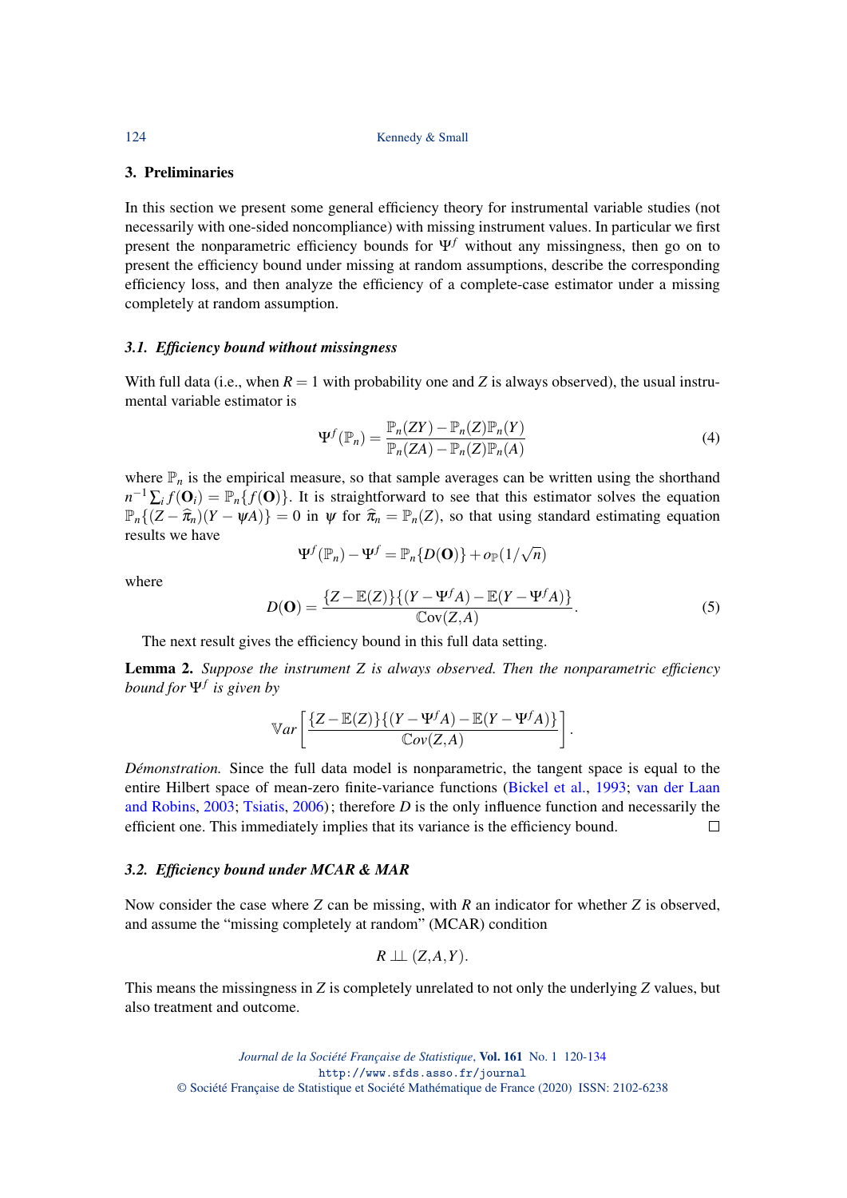## 3. Preliminaries

In this section we present some general efficiency theory for instrumental variable studies (not necessarily with one-sided noncompliance) with missing instrument values. In particular we first present the nonparametric efficiency bounds for $\Psi^f$ without any missingness, then go on to present the efficiency bound under missing at random assumptions, describe the corresponding efficiency loss, and then analyze the efficiency of a complete-case estimator under a missing completely at random assumption.

### 3.1. *Efficiency bound without missingness*

With full data (i.e., when $R = 1$ with probability one and $Z$ is always observed), the usual instrumental variable estimator is

$$\Psi^f(\mathbb{P}_n) = \frac{\mathbb{P}_n(ZY) - \mathbb{P}_n(Z)\mathbb{P}_n(Y)}{\mathbb{P}_n(ZA) - \mathbb{P}_n(Z)\mathbb{P}_n(A)} \tag{4}$$

where $\mathbb{P}_n$ is the empirical measure, so that sample averages can be written using the shorthand $n^{-1}\sum_i f(\mathbf{O}_i) = \mathbb{P}_n\{f(\mathbf{O})\}$. It is straightforward to see that this estimator solves the equation $\mathbb{P}_n\{(Z - \widehat{\pi}_n)(Y - \psi A)\} = 0$ in $\psi$ for $\widehat{\pi}_n = \mathbb{P}_n(Z)$, so that using standard estimating equation results we have

$$\Psi^f(\mathbb{P}_n) - \Psi^f = \mathbb{P}_n\{D(\mathbf{O})\} + o_{\mathbb{P}}(1/\sqrt{n})$$

where

$$D(\mathbf{O}) = \frac{\{Z - \mathbb{E}(Z)\}\{(Y - \Psi^f A) - \mathbb{E}(Y - \Psi^f A)\}}{\mathbb{C}\text{ov}(Z, A)}. \tag{5}$$

The next result gives the efficiency bound in this full data setting.

**Lemma 2.** *Suppose the instrument $Z$ is always observed. Then the nonparametric efficiency bound for $\Psi^f$ is given by*

$$\mathbb{V}ar\left[\frac{\{Z - \mathbb{E}(Z)\}\{(Y - \Psi^f A) - \mathbb{E}(Y - \Psi^f A)\}}{\mathbb{C}ov(Z, A)}\right].$$

*Démonstration.* Since the full data model is nonparametric, the tangent space is equal to the entire Hilbert space of mean-zero finite-variance functions (Bickel et al., 1993; van der Laan and Robins, 2003; Tsiatis, 2006); therefore $D$ is the only influence function and necessarily the efficient one. This immediately implies that its variance is the efficiency bound. □

### 3.2. *Efficiency bound under MCAR & MAR*

Now consider the case where $Z$ can be missing, with $R$ an indicator for whether $Z$ is observed, and assume the "missing completely at random" (MCAR) condition

$$R \perp\!\!\!\perp (Z, A, Y).$$

This means the missingness in $Z$ is completely unrelated to not only the underlying $Z$ values, but also treatment and outcome.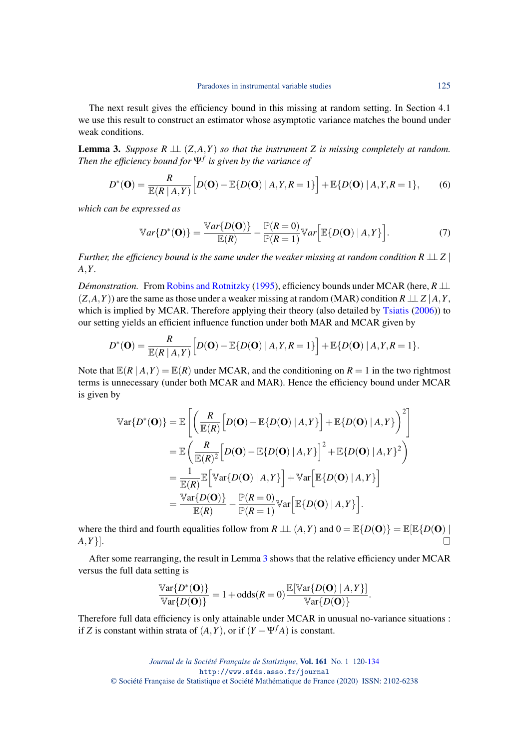The next result gives the efficiency bound in this missing at random setting. In Section 4.1 we use this result to construct an estimator whose asymptotic variance matches the bound under weak conditions.

**Lemma 3.** *Suppose $R \perp\!\!\!\perp (Z,A,Y)$ so that the instrument $Z$ is missing completely at random. Then the efficiency bound for $\Psi^f$ is given by the variance of*

$$D^*(\mathbf{O}) = \frac{R}{\mathbb{E}(R \mid A,Y)}\Big[D(\mathbf{O}) - \mathbb{E}\{D(\mathbf{O}) \mid A,Y,R=1\}\Big] + \mathbb{E}\{D(\mathbf{O}) \mid A,Y,R=1\}, \tag{6}$$

*which can be expressed as*

$$\mathbb{V}ar\{D^*(\mathbf{O})\} = \frac{\mathbb{V}ar\{D(\mathbf{O})\}}{\mathbb{E}(R)} - \frac{\mathbb{P}(R=0)}{\mathbb{P}(R=1)}\mathbb{V}ar\Big[\mathbb{E}\{D(\mathbf{O}) \mid A,Y\}\Big]. \tag{7}$$

*Further, the efficiency bound is the same under the weaker missing at random condition $R \perp\!\!\!\perp Z \mid A,Y$.*

*Démonstration.* From Robins and Rotnitzky (1995), efficiency bounds under MCAR (here, $R \perp\!\!\!\perp (Z,A,Y)$) are the same as those under a weaker missing at random (MAR) condition $R \perp\!\!\!\perp Z \mid A,Y$, which is implied by MCAR. Therefore applying their theory (also detailed by Tsiatis (2006)) to our setting yields an efficient influence function under both MAR and MCAR given by

$$D^*(\mathbf{O}) = \frac{R}{\mathbb{E}(R \mid A,Y)}\Big[D(\mathbf{O}) - \mathbb{E}\{D(\mathbf{O}) \mid A,Y,R=1\}\Big] + \mathbb{E}\{D(\mathbf{O}) \mid A,Y,R=1\}.$$

Note that $\mathbb{E}(R \mid A,Y) = \mathbb{E}(R)$ under MCAR, and the conditioning on $R=1$ in the two rightmost terms is unnecessary (under both MCAR and MAR). Hence the efficiency bound under MCAR is given by

$$\begin{aligned}
\mathbb{V}\text{ar}\{D^*(\mathbf{O})\} &= \mathbb{E}\left[\left(\frac{R}{\mathbb{E}(R)}\Big[D(\mathbf{O}) - \mathbb{E}\{D(\mathbf{O}) \mid A,Y\}\Big] + \mathbb{E}\{D(\mathbf{O}) \mid A,Y\}\right)^2\right] \\
&= \mathbb{E}\left(\frac{R}{\mathbb{E}(R)^2}\Big[D(\mathbf{O}) - \mathbb{E}\{D(\mathbf{O}) \mid A,Y\}\Big]^2 + \mathbb{E}\{D(\mathbf{O}) \mid A,Y\}^2\right) \\
&= \frac{1}{\mathbb{E}(R)}\mathbb{E}\Big[\mathbb{V}\text{ar}\{D(\mathbf{O}) \mid A,Y\}\Big] + \mathbb{V}\text{ar}\Big[\mathbb{E}\{D(\mathbf{O}) \mid A,Y\}\Big] \\
&= \frac{\mathbb{V}\text{ar}\{D(\mathbf{O})\}}{\mathbb{E}(R)} - \frac{\mathbb{P}(R=0)}{\mathbb{P}(R=1)}\mathbb{V}\text{ar}\Big[\mathbb{E}\{D(\mathbf{O}) \mid A,Y\}\Big].
\end{aligned}$$

where the third and fourth equalities follow from $R \perp\!\!\!\perp (A,Y)$ and $0 = \mathbb{E}\{D(\mathbf{O})\} = \mathbb{E}[\mathbb{E}\{D(\mathbf{O}) \mid A,Y\}]$. □

After some rearranging, the result in Lemma 3 shows that the relative efficiency under MCAR versus the full data setting is

$$\frac{\mathbb{V}\text{ar}\{D^*(\mathbf{O})\}}{\mathbb{V}\text{ar}\{D(\mathbf{O})\}} = 1 + \text{odds}(R=0)\frac{\mathbb{E}[\mathbb{V}\text{ar}\{D(\mathbf{O}) \mid A,Y\}]}{\mathbb{V}\text{ar}\{D(\mathbf{O})\}}.$$

Therefore full data efficiency is only attainable under MCAR in unusual no-variance situations : if $Z$ is constant within strata of $(A,Y)$, or if $(Y - \Psi^f A)$ is constant.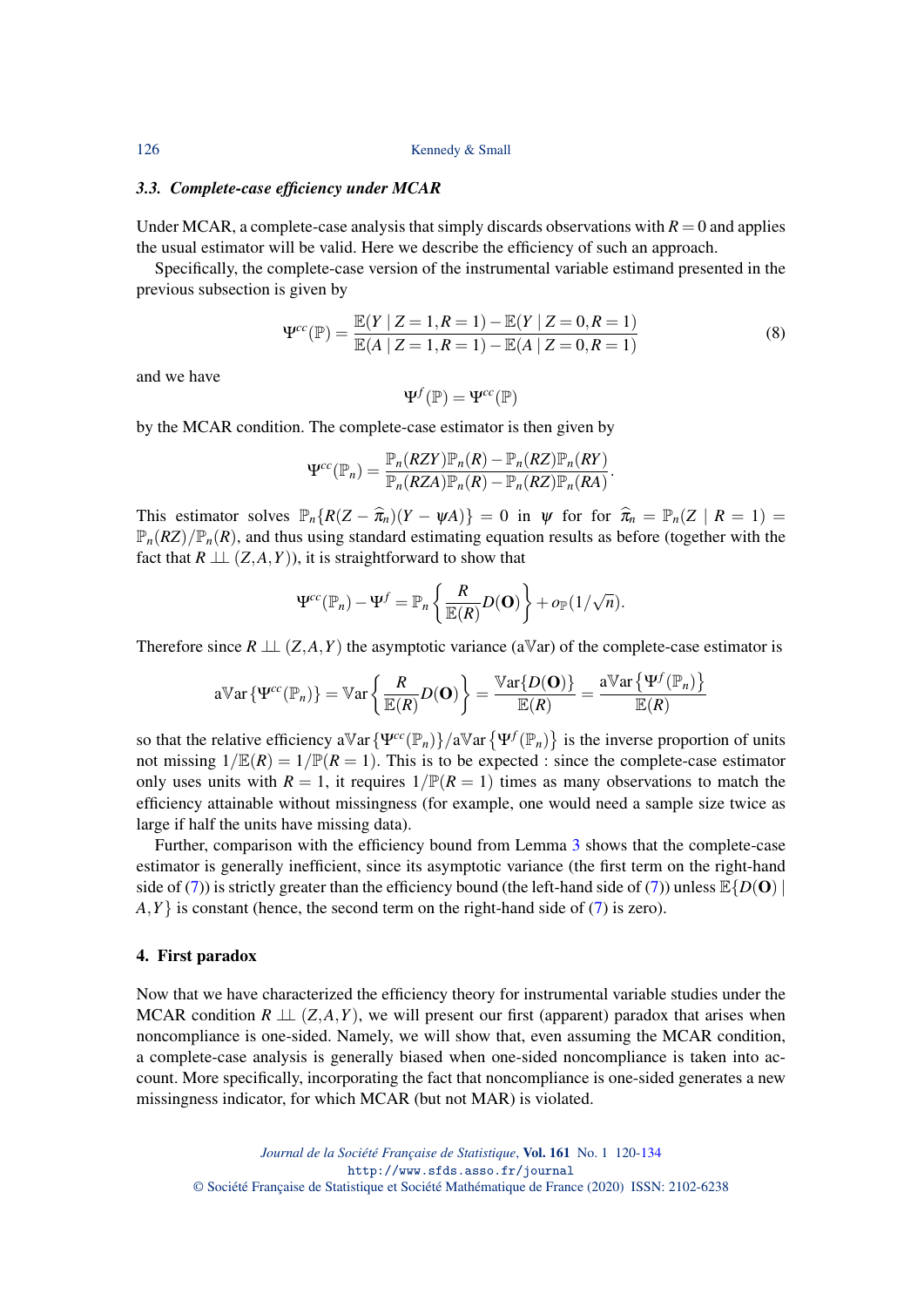### 3.3. *Complete-case efficiency under MCAR*

Under MCAR, a complete-case analysis that simply discards observations with $R = 0$ and applies the usual estimator will be valid. Here we describe the efficiency of such an approach.

Specifically, the complete-case version of the instrumental variable estimand presented in the previous subsection is given by

$$\Psi^{cc}(\mathbb{P}) = \frac{\mathbb{E}(Y \mid Z=1, R=1) - \mathbb{E}(Y \mid Z=0, R=1)}{\mathbb{E}(A \mid Z=1, R=1) - \mathbb{E}(A \mid Z=0, R=1)} \tag{8}$$

and we have

$$\Psi^f(\mathbb{P}) = \Psi^{cc}(\mathbb{P})$$

by the MCAR condition. The complete-case estimator is then given by

$$\Psi^{cc}(\mathbb{P}_n) = \frac{\mathbb{P}_n(RZY)\mathbb{P}_n(R) - \mathbb{P}_n(RZ)\mathbb{P}_n(RY)}{\mathbb{P}_n(RZA)\mathbb{P}_n(R) - \mathbb{P}_n(RZ)\mathbb{P}_n(RA)}.$$

This estimator solves $\mathbb{P}_n\{R(Z - \widehat{\pi}_n)(Y - \psi A)\} = 0$ in $\psi$ for for $\widehat{\pi}_n = \mathbb{P}_n(Z \mid R=1) = \mathbb{P}_n(RZ)/\mathbb{P}_n(R)$, and thus using standard estimating equation results as before (together with the fact that $R \perp\!\!\!\perp (Z,A,Y)$), it is straightforward to show that

$$\Psi^{cc}(\mathbb{P}_n) - \Psi^f = \mathbb{P}_n\left\{\frac{R}{\mathbb{E}(R)} D(\mathbf{O})\right\} + o_{\mathbb{P}}(1/\sqrt{n}).$$

Therefore since $R \perp\!\!\!\perp (Z,A,Y)$ the asymptotic variance (a$\mathbb{V}$ar) of the complete-case estimator is

$$\text{a}\mathbb{V}\text{ar}\left\{\Psi^{cc}(\mathbb{P}_n)\right\} = \mathbb{V}\text{ar}\left\{\frac{R}{\mathbb{E}(R)} D(\mathbf{O})\right\} = \frac{\mathbb{V}\text{ar}\{D(\mathbf{O})\}}{\mathbb{E}(R)} = \frac{\text{a}\mathbb{V}\text{ar}\left\{\Psi^f(\mathbb{P}_n)\right\}}{\mathbb{E}(R)}$$

so that the relative efficiency $\text{a}\mathbb{V}\text{ar}\left\{\Psi^{cc}(\mathbb{P}_n)\right\}/\text{a}\mathbb{V}\text{ar}\left\{\Psi^f(\mathbb{P}_n)\right\}$ is the inverse proportion of units not missing $1/\mathbb{E}(R) = 1/\mathbb{P}(R=1)$. This is to be expected : since the complete-case estimator only uses units with $R = 1$, it requires $1/\mathbb{P}(R=1)$ times as many observations to match the efficiency attainable without missingness (for example, one would need a sample size twice as large if half the units have missing data).

Further, comparison with the efficiency bound from Lemma 3 shows that the complete-case estimator is generally inefficient, since its asymptotic variance (the first term on the right-hand side of (7)) is strictly greater than the efficiency bound (the left-hand side of (7)) unless $\mathbb{E}\{D(\mathbf{O}) \mid A, Y\}$ is constant (hence, the second term on the right-hand side of (7) is zero).

## 4. First paradox

Now that we have characterized the efficiency theory for instrumental variable studies under the MCAR condition $R \perp\!\!\!\perp (Z,A,Y)$, we will present our first (apparent) paradox that arises when noncompliance is one-sided. Namely, we will show that, even assuming the MCAR condition, a complete-case analysis is generally biased when one-sided noncompliance is taken into account. More specifically, incorporating the fact that noncompliance is one-sided generates a new missingness indicator, for which MCAR (but not MAR) is violated.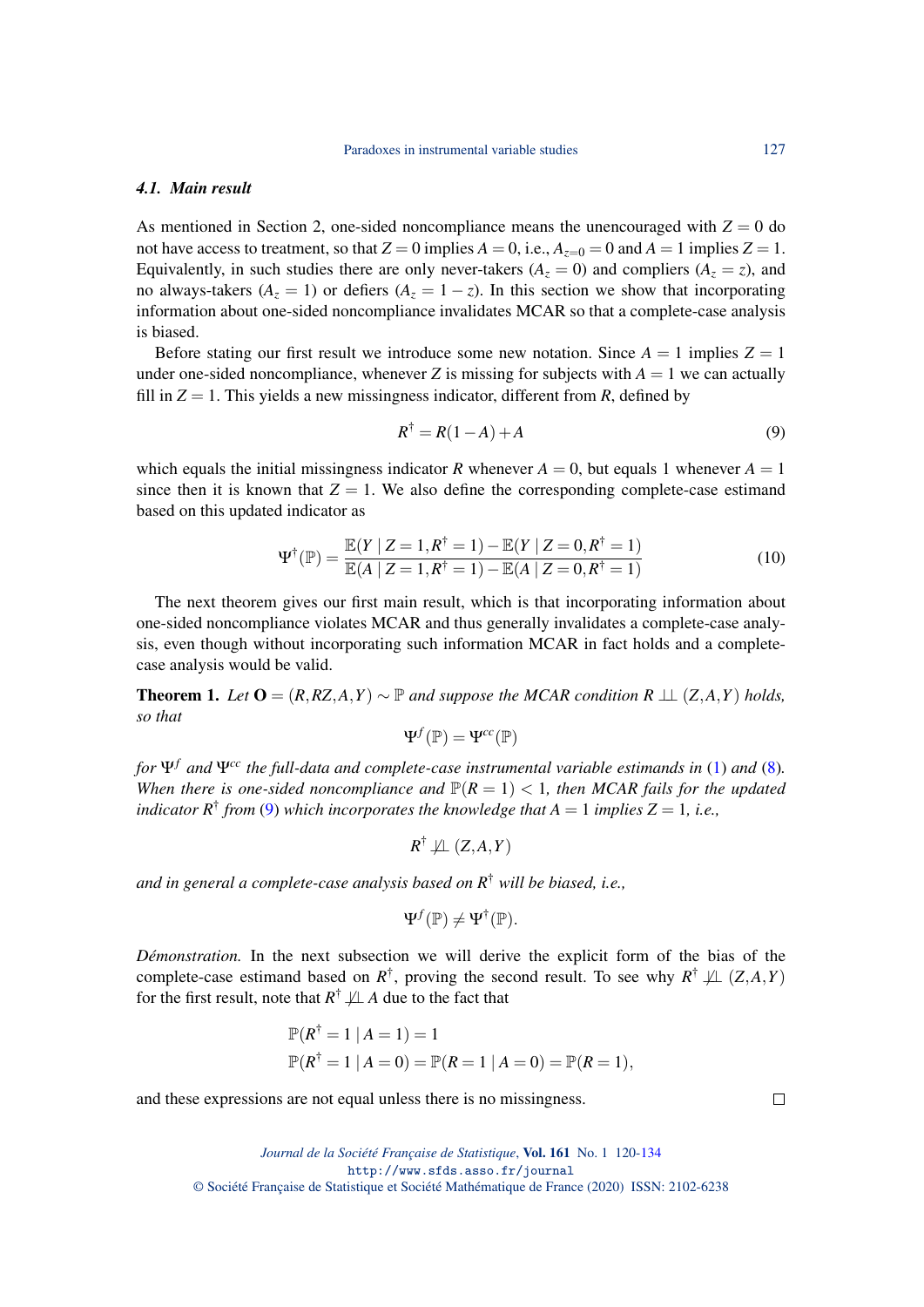### 4.1. Main result

As mentioned in Section 2, one-sided noncompliance means the unencouraged with $Z = 0$ do not have access to treatment, so that $Z = 0$ implies $A = 0$, i.e., $A_{z=0} = 0$ and $A = 1$ implies $Z = 1$. Equivalently, in such studies there are only never-takers ($A_z = 0$) and compliers ($A_z = z$), and no always-takers ($A_z = 1$) or defiers ($A_z = 1 - z$). In this section we show that incorporating information about one-sided noncompliance invalidates MCAR so that a complete-case analysis is biased.

Before stating our first result we introduce some new notation. Since $A = 1$ implies $Z = 1$ under one-sided noncompliance, whenever $Z$ is missing for subjects with $A = 1$ we can actually fill in $Z = 1$. This yields a new missingness indicator, different from $R$, defined by

$$R^{\dagger} = R(1-A) + A \tag{9}$$

which equals the initial missingness indicator $R$ whenever $A = 0$, but equals 1 whenever $A = 1$ since then it is known that $Z = 1$. We also define the corresponding complete-case estimand based on this updated indicator as

$$\Psi^{\dagger}(\mathbb{P}) = \frac{\mathbb{E}(Y \mid Z = 1, R^{\dagger} = 1) - \mathbb{E}(Y \mid Z = 0, R^{\dagger} = 1)}{\mathbb{E}(A \mid Z = 1, R^{\dagger} = 1) - \mathbb{E}(A \mid Z = 0, R^{\dagger} = 1)} \tag{10}$$

The next theorem gives our first main result, which is that incorporating information about one-sided noncompliance violates MCAR and thus generally invalidates a complete-case analysis, even though without incorporating such information MCAR in fact holds and a complete-case analysis would be valid.

**Theorem 1.** *Let $\mathbf{O} = (R, RZ, A, Y) \sim \mathbb{P}$ and suppose the MCAR condition $R \perp\!\!\!\perp (Z, A, Y)$ holds, so that*

$$\Psi^{f}(\mathbb{P}) = \Psi^{cc}(\mathbb{P})$$

*for $\Psi^{f}$ and $\Psi^{cc}$ the full-data and complete-case instrumental variable estimands in (1) and (8). When there is one-sided noncompliance and $\mathbb{P}(R = 1) < 1$, then MCAR fails for the updated indicator $R^{\dagger}$ from (9) which incorporates the knowledge that $A = 1$ implies $Z = 1$, i.e.,*

$$R^{\dagger} \not\perp\!\!\!\perp (Z, A, Y)$$

*and in general a complete-case analysis based on $R^{\dagger}$ will be biased, i.e.,*

$$\Psi^{f}(\mathbb{P}) \neq \Psi^{\dagger}(\mathbb{P}).$$

*Démonstration.* In the next subsection we will derive the explicit form of the bias of the complete-case estimand based on $R^{\dagger}$, proving the second result. To see why $R^{\dagger} \not\perp\!\!\!\perp (Z, A, Y)$ for the first result, note that $R^{\dagger} \not\perp\!\!\!\perp A$ due to the fact that

$$\mathbb{P}(R^{\dagger} = 1 \mid A = 1) = 1$$
$$\mathbb{P}(R^{\dagger} = 1 \mid A = 0) = \mathbb{P}(R = 1 \mid A = 0) = \mathbb{P}(R = 1),$$

and these expressions are not equal unless there is no missingness. □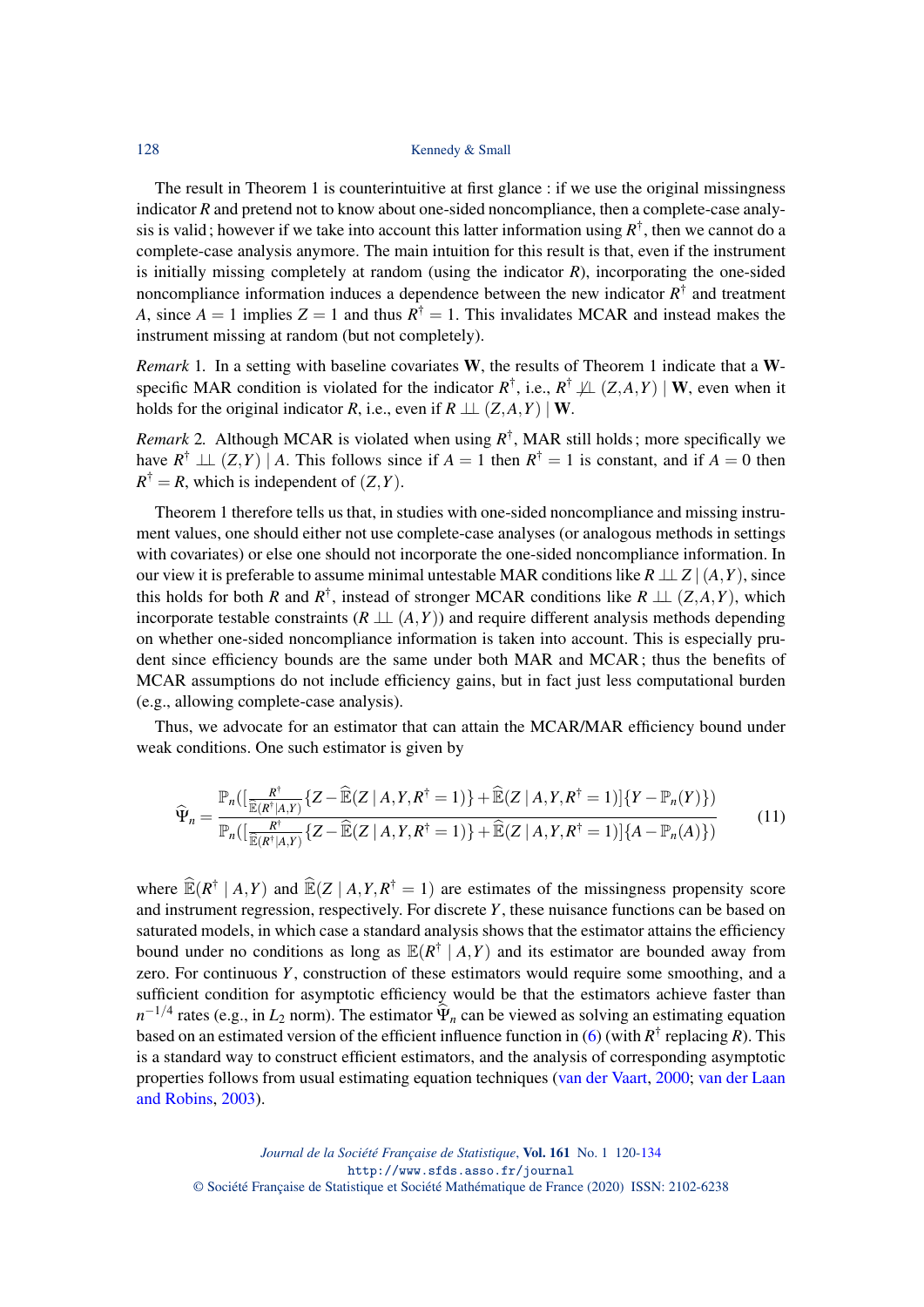The result in Theorem 1 is counterintuitive at first glance : if we use the original missingness indicator $R$ and pretend not to know about one-sided noncompliance, then a complete-case analysis is valid ; however if we take into account this latter information using $R^\dagger$, then we cannot do a complete-case analysis anymore. The main intuition for this result is that, even if the instrument is initially missing completely at random (using the indicator $R$), incorporating the one-sided noncompliance information induces a dependence between the new indicator $R^\dagger$ and treatment $A$, since $A = 1$ implies $Z = 1$ and thus $R^\dagger = 1$. This invalidates MCAR and instead makes the instrument missing at random (but not completely).

*Remark* 1. In a setting with baseline covariates $\mathbf{W}$, the results of Theorem 1 indicate that a $\mathbf{W}$-specific MAR condition is violated for the indicator $R^\dagger$, i.e., $R^\dagger \not\perp\!\!\!\perp (Z,A,Y) \mid \mathbf{W}$, even when it holds for the original indicator $R$, i.e., even if $R \perp\!\!\!\perp (Z,A,Y) \mid \mathbf{W}$.

*Remark* 2. Although MCAR is violated when using $R^\dagger$, MAR still holds ; more specifically we have $R^\dagger \perp\!\!\!\perp (Z,Y) \mid A$. This follows since if $A = 1$ then $R^\dagger = 1$ is constant, and if $A = 0$ then $R^\dagger = R$, which is independent of $(Z,Y)$.

Theorem 1 therefore tells us that, in studies with one-sided noncompliance and missing instrument values, one should either not use complete-case analyses (or analogous methods in settings with covariates) or else one should not incorporate the one-sided noncompliance information. In our view it is preferable to assume minimal untestable MAR conditions like $R \perp\!\!\!\perp Z \mid (A,Y)$, since this holds for both $R$ and $R^\dagger$, instead of stronger MCAR conditions like $R \perp\!\!\!\perp (Z,A,Y)$, which incorporate testable constraints ($R \perp\!\!\!\perp (A,Y)$) and require different analysis methods depending on whether one-sided noncompliance information is taken into account. This is especially prudent since efficiency bounds are the same under both MAR and MCAR ; thus the benefits of MCAR assumptions do not include efficiency gains, but in fact just less computational burden (e.g., allowing complete-case analysis).

Thus, we advocate for an estimator that can attain the MCAR/MAR efficiency bound under weak conditions. One such estimator is given by

$$
\widehat{\Psi}_n = \frac{\mathbb{P}_n([\frac{R^\dagger}{\widehat{\mathbb{E}}(R^\dagger \mid A,Y)}\{Z - \widehat{\mathbb{E}}(Z \mid A,Y,R^\dagger = 1)\} + \widehat{\mathbb{E}}(Z \mid A,Y,R^\dagger = 1)]\{Y - \mathbb{P}_n(Y)\})}{\mathbb{P}_n([\frac{R^\dagger}{\widehat{\mathbb{E}}(R^\dagger \mid A,Y)}\{Z - \widehat{\mathbb{E}}(Z \mid A,Y,R^\dagger = 1)\} + \widehat{\mathbb{E}}(Z \mid A,Y,R^\dagger = 1)]\{A - \mathbb{P}_n(A)\})} \tag{11}
$$

where $\widehat{\mathbb{E}}(R^\dagger \mid A,Y)$ and $\widehat{\mathbb{E}}(Z \mid A,Y,R^\dagger = 1)$ are estimates of the missingness propensity score and instrument regression, respectively. For discrete $Y$, these nuisance functions can be based on saturated models, in which case a standard analysis shows that the estimator attains the efficiency bound under no conditions as long as $\mathbb{E}(R^\dagger \mid A,Y)$ and its estimator are bounded away from zero. For continuous $Y$, construction of these estimators would require some smoothing, and a sufficient condition for asymptotic efficiency would be that the estimators achieve faster than $n^{-1/4}$ rates (e.g., in $L_2$ norm). The estimator $\widehat{\Psi}_n$ can be viewed as solving an estimating equation based on an estimated version of the efficient influence function in (6) (with $R^\dagger$ replacing $R$). This is a standard way to construct efficient estimators, and the analysis of corresponding asymptotic properties follows from usual estimating equation techniques (van der Vaart, 2000; van der Laan and Robins, 2003).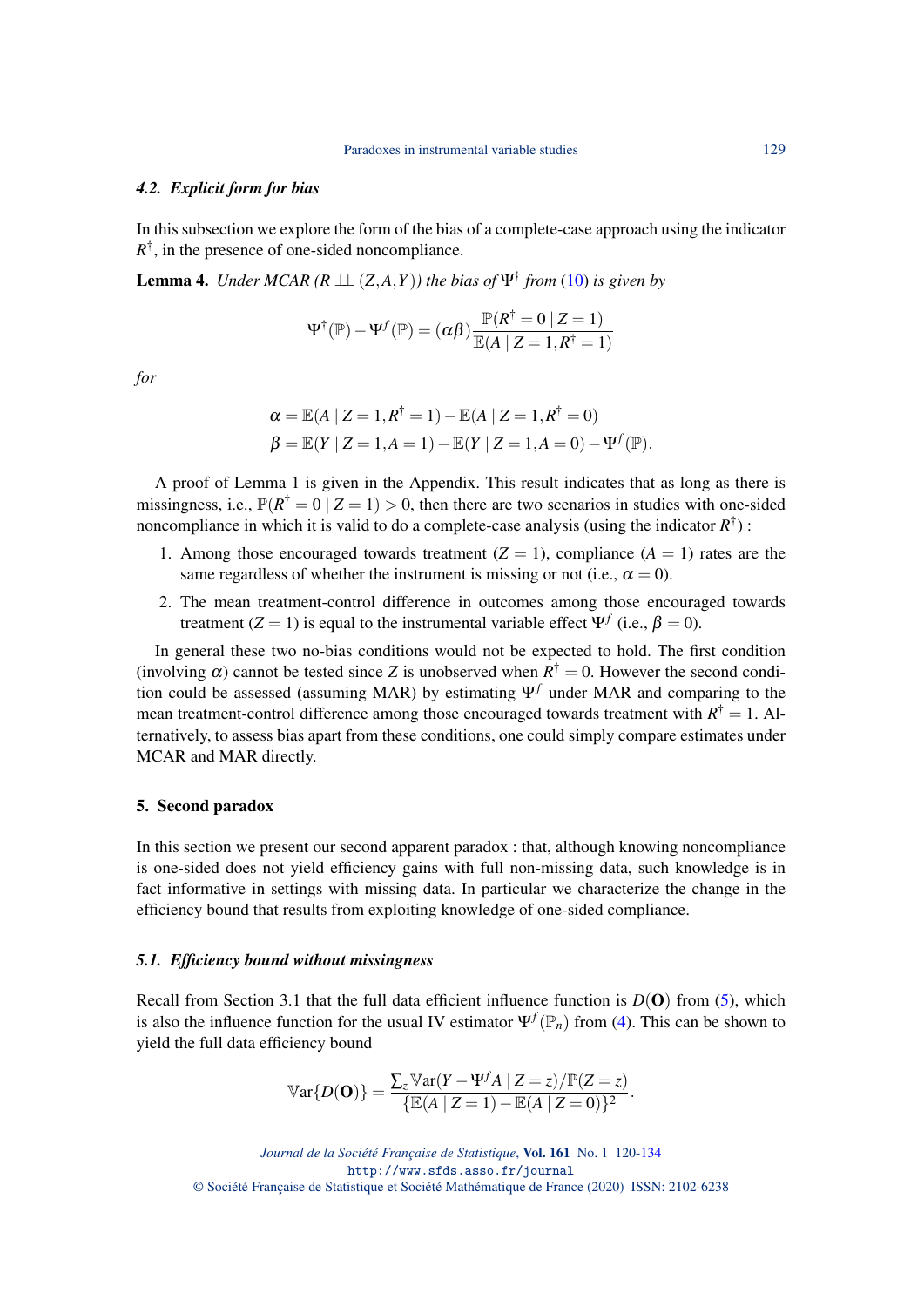### 4.2. Explicit form for bias

In this subsection we explore the form of the bias of a complete-case approach using the indicator $R^{\dagger}$, in the presence of one-sided noncompliance.

**Lemma 4.** *Under MCAR ($R \perp\!\!\!\perp (Z,A,Y)$) the bias of $\Psi^{\dagger}$ from (10) is given by*

$$\Psi^{\dagger}(\mathbb{P}) - \Psi^{f}(\mathbb{P}) = (\alpha\beta)\frac{\mathbb{P}(R^{\dagger}=0 \mid Z=1)}{\mathbb{E}(A \mid Z=1, R^{\dagger}=1)}$$

*for*

$$\alpha = \mathbb{E}(A \mid Z=1, R^{\dagger}=1) - \mathbb{E}(A \mid Z=1, R^{\dagger}=0)$$
$$\beta = \mathbb{E}(Y \mid Z=1, A=1) - \mathbb{E}(Y \mid Z=1, A=0) - \Psi^{f}(\mathbb{P}).$$

A proof of Lemma 1 is given in the Appendix. This result indicates that as long as there is missingness, i.e., $\mathbb{P}(R^{\dagger}=0 \mid Z=1) > 0$, then there are two scenarios in studies with one-sided noncompliance in which it is valid to do a complete-case analysis (using the indicator $R^{\dagger}$) :

1. Among those encouraged towards treatment ($Z=1$), compliance ($A=1$) rates are the same regardless of whether the instrument is missing or not (i.e., $\alpha = 0$).
2. The mean treatment-control difference in outcomes among those encouraged towards treatment ($Z=1$) is equal to the instrumental variable effect $\Psi^{f}$ (i.e., $\beta = 0$).

In general these two no-bias conditions would not be expected to hold. The first condition (involving $\alpha$) cannot be tested since $Z$ is unobserved when $R^{\dagger}=0$. However the second condition could be assessed (assuming MAR) by estimating $\Psi^{f}$ under MAR and comparing to the mean treatment-control difference among those encouraged towards treatment with $R^{\dagger}=1$. Alternatively, to assess bias apart from these conditions, one could simply compare estimates under MCAR and MAR directly.

## 5. Second paradox

In this section we present our second apparent paradox : that, although knowing noncompliance is one-sided does not yield efficiency gains with full non-missing data, such knowledge is in fact informative in settings with missing data. In particular we characterize the change in the efficiency bound that results from exploiting knowledge of one-sided compliance.

### 5.1. Efficiency bound without missingness

Recall from Section 3.1 that the full data efficient influence function is $D(\mathbf{O})$ from (5), which is also the influence function for the usual IV estimator $\Psi^{f}(\mathbb{P}_n)$ from (4). This can be shown to yield the full data efficiency bound

$$\mathbb{V}\text{ar}\{D(\mathbf{O})\} = \frac{\sum_z \mathbb{V}\text{ar}(Y - \Psi^{f} A \mid Z=z)/\mathbb{P}(Z=z)}{\{\mathbb{E}(A \mid Z=1) - \mathbb{E}(A \mid Z=0)\}^2}.$$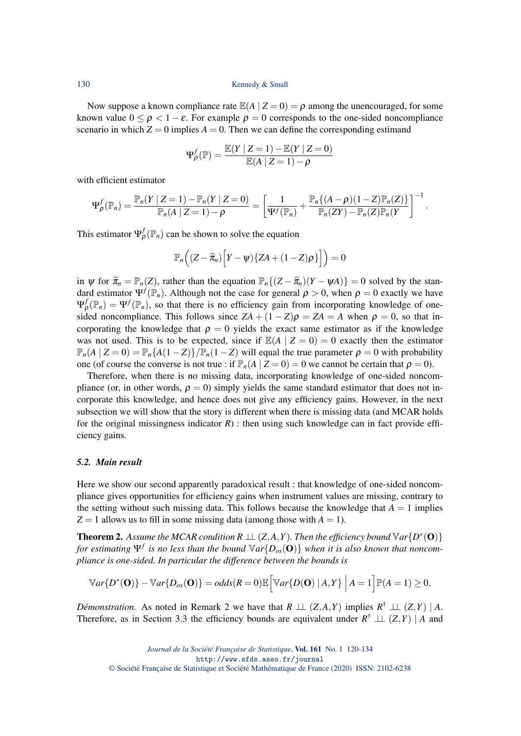Now suppose a known compliance rate $\mathbb{E}(A \mid Z=0) = \rho$ among the unencouraged, for some known value $0 \le \rho < 1-\varepsilon$. For example $\rho = 0$ corresponds to the one-sided noncompliance scenario in which $Z=0$ implies $A=0$. Then we can define the corresponding estimand

$$\Psi^f_\rho(\mathbb{P}) = \frac{\mathbb{E}(Y \mid Z=1) - \mathbb{E}(Y \mid Z=0)}{\mathbb{E}(A \mid Z=1) - \rho}$$

with efficient estimator

$$\Psi^f_\rho(\mathbb{P}_n) = \frac{\mathbb{P}_n(Y \mid Z=1) - \mathbb{P}_n(Y \mid Z=0)}{\mathbb{P}_n(A \mid Z=1) - \rho} = \left[\frac{1}{\Psi^f(\mathbb{P}_n)} + \frac{\mathbb{P}_n\{(A-\rho)(1-Z)\mathbb{P}_n(Z)\}}{\mathbb{P}_n(ZY) - \mathbb{P}_n(Z)\mathbb{P}_n(Y}\right]^{-1}.$$

This estimator $\Psi^f_\rho(\mathbb{P}_n)$ can be shown to solve the equation

$$\mathbb{P}_n\Big((Z-\widehat{\pi}_n)\Big[Y - \psi)\{ZA + (1-Z)\rho\}\Big]\Big) = 0$$

in $\psi$ for $\widehat{\pi}_n = \mathbb{P}_n(Z)$, rather than the equation $\mathbb{P}_n\{(Z-\widehat{\pi}_n)(Y-\psi A)\} = 0$ solved by the standard estimator $\Psi^f(\mathbb{P}_n)$. Although not the case for general $\rho > 0$, when $\rho = 0$ exactly we have $\Psi^f_\rho(\mathbb{P}_n) = \Psi^f(\mathbb{P}_n)$, so that there is no efficiency gain from incorporating knowledge of one-sided noncompliance. This follows since $ZA + (1-Z)\rho = ZA = A$ when $\rho = 0$, so that incorporating the knowledge that $\rho = 0$ yields the exact same estimator as if the knowledge was not used. This is to be expected, since if $\mathbb{E}(A \mid Z=0) = 0$ exactly then the estimator $\mathbb{P}_n(A \mid Z=0) = \mathbb{P}_n\{A(1-Z)\}/\mathbb{P}_n(1-Z)$ will equal the true parameter $\rho = 0$ with probability one (of course the converse is not true : if $\mathbb{P}_n(A \mid Z=0) = 0$ we cannot be certain that $\rho = 0$).

Therefore, when there is no missing data, incorporating knowledge of one-sided noncompliance (or, in other words, $\rho = 0$) simply yields the same standard estimator that does not incorporate this knowledge, and hence does not give any efficiency gains. However, in the next subsection we will show that the story is different when there is missing data (and MCAR holds for the original missingness indicator $R$) : then using such knowledge can in fact provide efficiency gains.

### *5.2. Main result*

Here we show our second apparently paradoxical result : that knowledge of one-sided noncompliance gives opportunities for efficiency gains when instrument values are missing, contrary to the setting without such missing data. This follows because the knowledge that $A=1$ implies $Z=1$ allows us to fill in some missing data (among those with $A=1$).

**Theorem 2.** *Assume the MCAR condition $R \perp\!\!\!\perp (Z,A,Y)$. Then the efficiency bound $\mathbb{V}ar\{D^*(\mathbf{O})\}$ for estimating $\Psi^f$ is no less than the bound $\mathbb{V}ar\{D_{os}(\mathbf{O})\}$ when it is also known that noncompliance is one-sided. In particular the difference between the bounds is*

$$\mathbb{V}ar\{D^*(\mathbf{O})\} - \mathbb{V}ar\{D_{os}(\mathbf{O})\} = odds(R=0)\mathbb{E}\Big[\mathbb{V}ar\{D(\mathbf{O}) \mid A, Y\} \,\Big|\, A=1\Big]\mathbb{P}(A=1) \ge 0.$$

*Démonstration.* As noted in Remark 2 we have that $R \perp\!\!\!\perp (Z,A,Y)$ implies $R^\dagger \perp\!\!\!\perp (Z,Y) \mid A$. Therefore, as in Section 3.3 the efficiency bounds are equivalent under $R^\dagger \perp\!\!\!\perp (Z,Y) \mid A$ and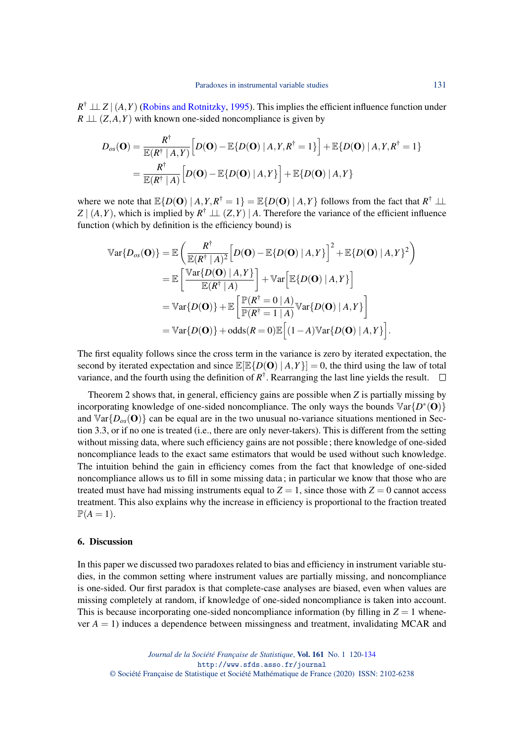$R^{\dagger} \perp\!\!\!\perp Z \mid (A,Y)$ (Robins and Rotnitzky, 1995). This implies the efficient influence function under $R \perp\!\!\!\perp (Z,A,Y)$ with known one-sided noncompliance is given by

$$
\begin{aligned}
D_{os}(\mathbf{O}) &= \frac{R^{\dagger}}{\mathbb{E}(R^{\dagger} \mid A,Y)}\Big[D(\mathbf{O}) - \mathbb{E}\{D(\mathbf{O}) \mid A,Y,R^{\dagger}=1\}\Big] + \mathbb{E}\{D(\mathbf{O}) \mid A,Y,R^{\dagger}=1\} \\
&= \frac{R^{\dagger}}{\mathbb{E}(R^{\dagger} \mid A)}\Big[D(\mathbf{O}) - \mathbb{E}\{D(\mathbf{O}) \mid A,Y\}\Big] + \mathbb{E}\{D(\mathbf{O}) \mid A,Y\}
\end{aligned}
$$

where we note that $\mathbb{E}\{D(\mathbf{O}) \mid A,Y,R^{\dagger}=1\} = \mathbb{E}\{D(\mathbf{O}) \mid A,Y\}$ follows from the fact that $R^{\dagger} \perp\!\!\!\perp Z \mid (A,Y)$, which is implied by $R^{\dagger} \perp\!\!\!\perp (Z,Y) \mid A$. Therefore the variance of the efficient influence function (which by definition is the efficiency bound) is

$$
\begin{aligned}
\mathbb{V}\text{ar}\{D_{os}(\mathbf{O})\} &= \mathbb{E}\left(\frac{R^{\dagger}}{\mathbb{E}(R^{\dagger} \mid A)^2}\Big[D(\mathbf{O}) - \mathbb{E}\{D(\mathbf{O}) \mid A,Y\}\Big]^2 + \mathbb{E}\{D(\mathbf{O}) \mid A,Y\}^2\right) \\
&= \mathbb{E}\left[\frac{\mathbb{V}\text{ar}\{D(\mathbf{O}) \mid A,Y\}}{\mathbb{E}(R^{\dagger} \mid A)}\right] + \mathbb{V}\text{ar}\Big[\mathbb{E}\{D(\mathbf{O}) \mid A,Y\}\Big] \\
&= \mathbb{V}\text{ar}\{D(\mathbf{O})\} + \mathbb{E}\left[\frac{\mathbb{P}(R^{\dagger}=0 \mid A)}{\mathbb{P}(R^{\dagger}=1 \mid A)}\mathbb{V}\text{ar}\{D(\mathbf{O}) \mid A,Y\}\right] \\
&= \mathbb{V}\text{ar}\{D(\mathbf{O})\} + \text{odds}(R=0)\mathbb{E}\Big[(1-A)\mathbb{V}\text{ar}\{D(\mathbf{O}) \mid A,Y\}\Big].
\end{aligned}
$$

The first equality follows since the cross term in the variance is zero by iterated expectation, the second by iterated expectation and since $\mathbb{E}[\mathbb{E}\{D(\mathbf{O}) \mid A,Y\}] = 0$, the third using the law of total variance, and the fourth using the definition of $R^{\dagger}$. Rearranging the last line yields the result. □

Theorem 2 shows that, in general, efficiency gains are possible when $Z$ is partially missing by incorporating knowledge of one-sided noncompliance. The only ways the bounds $\mathbb{V}\text{ar}\{D^{*}(\mathbf{O})\}$ and $\mathbb{V}\text{ar}\{D_{os}(\mathbf{O})\}$ can be equal are in the two unusual no-variance situations mentioned in Section 3.3, or if no one is treated (i.e., there are only never-takers). This is different from the setting without missing data, where such efficiency gains are not possible; there knowledge of one-sided noncompliance leads to the exact same estimators that would be used without such knowledge. The intuition behind the gain in efficiency comes from the fact that knowledge of one-sided noncompliance allows us to fill in some missing data; in particular we know that those who are treated must have had missing instruments equal to $Z=1$, since those with $Z=0$ cannot access treatment. This also explains why the increase in efficiency is proportional to the fraction treated $\mathbb{P}(A=1)$.

### 6. Discussion

In this paper we discussed two paradoxes related to bias and efficiency in instrument variable studies, in the common setting where instrument values are partially missing, and noncompliance is one-sided. Our first paradox is that complete-case analyses are biased, even when values are missing completely at random, if knowledge of one-sided noncompliance is taken into account. This is because incorporating one-sided noncompliance information (by filling in $Z=1$ whenever $A=1$) induces a dependence between missingness and treatment, invalidating MCAR and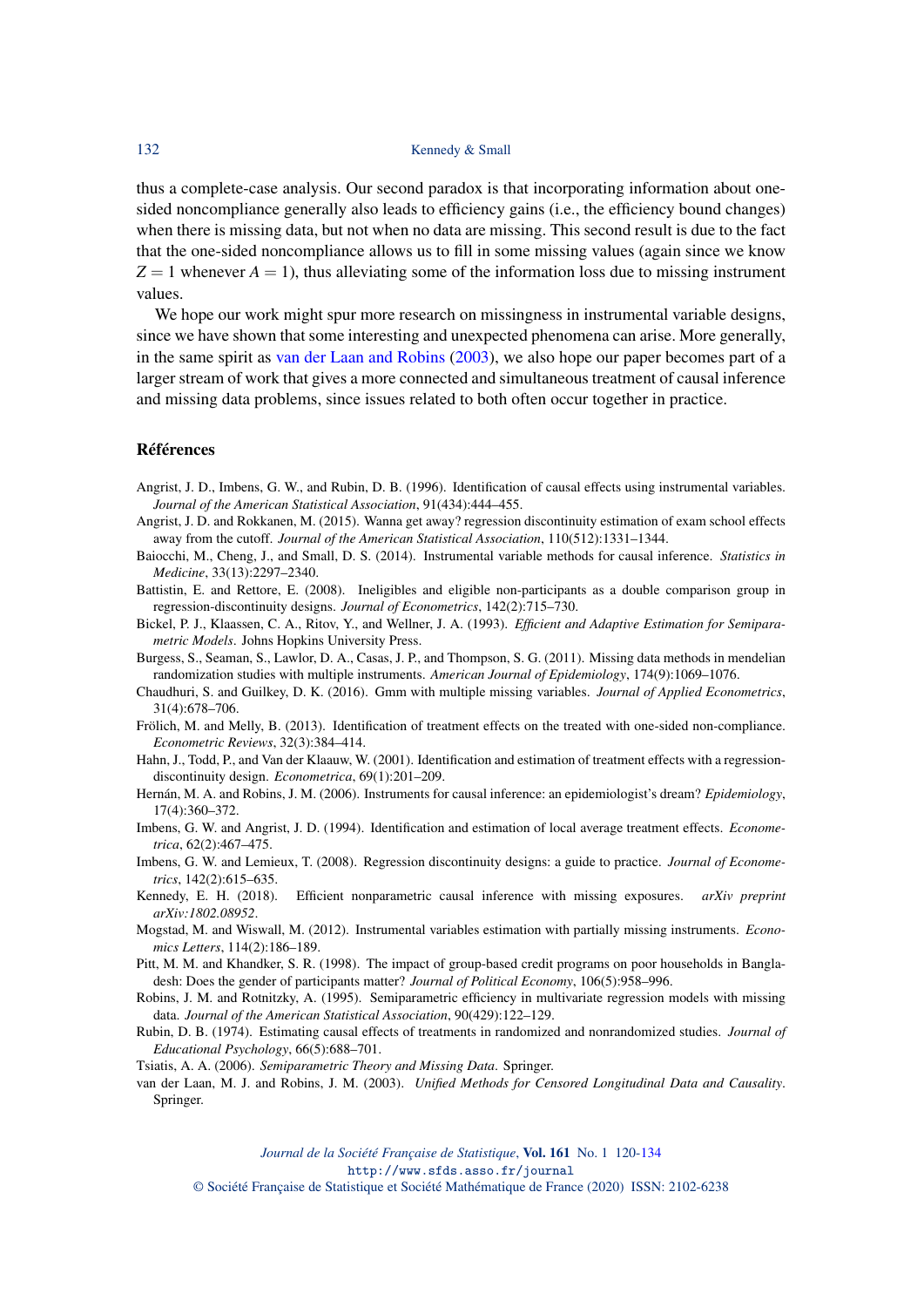thus a complete-case analysis. Our second paradox is that incorporating information about one-sided noncompliance generally also leads to efficiency gains (i.e., the efficiency bound changes) when there is missing data, but not when no data are missing. This second result is due to the fact that the one-sided noncompliance allows us to fill in some missing values (again since we know $Z = 1$ whenever $A = 1$), thus alleviating some of the information loss due to missing instrument values.

We hope our work might spur more research on missingness in instrumental variable designs, since we have shown that some interesting and unexpected phenomena can arise. More generally, in the same spirit as van der Laan and Robins (2003), we also hope our paper becomes part of a larger stream of work that gives a more connected and simultaneous treatment of causal inference and missing data problems, since issues related to both often occur together in practice.

## Références

Angrist, J. D., Imbens, G. W., and Rubin, D. B. (1996). Identification of causal effects using instrumental variables. *Journal of the American Statistical Association*, 91(434):444–455.

Angrist, J. D. and Rokkanen, M. (2015). Wanna get away? regression discontinuity estimation of exam school effects away from the cutoff. *Journal of the American Statistical Association*, 110(512):1331–1344.

Baiocchi, M., Cheng, J., and Small, D. S. (2014). Instrumental variable methods for causal inference. *Statistics in Medicine*, 33(13):2297–2340.

Battistin, E. and Rettore, E. (2008). Ineligibles and eligible non-participants as a double comparison group in regression-discontinuity designs. *Journal of Econometrics*, 142(2):715–730.

Bickel, P. J., Klaassen, C. A., Ritov, Y., and Wellner, J. A. (1993). *Efficient and Adaptive Estimation for Semiparametric Models*. Johns Hopkins University Press.

Burgess, S., Seaman, S., Lawlor, D. A., Casas, J. P., and Thompson, S. G. (2011). Missing data methods in mendelian randomization studies with multiple instruments. *American Journal of Epidemiology*, 174(9):1069–1076.

Chaudhuri, S. and Guilkey, D. K. (2016). Gmm with multiple missing variables. *Journal of Applied Econometrics*, 31(4):678–706.

Frölich, M. and Melly, B. (2013). Identification of treatment effects on the treated with one-sided non-compliance. *Econometric Reviews*, 32(3):384–414.

Hahn, J., Todd, P., and Van der Klaauw, W. (2001). Identification and estimation of treatment effects with a regression-discontinuity design. *Econometrica*, 69(1):201–209.

Hernán, M. A. and Robins, J. M. (2006). Instruments for causal inference: an epidemiologist's dream? *Epidemiology*, 17(4):360–372.

Imbens, G. W. and Angrist, J. D. (1994). Identification and estimation of local average treatment effects. *Econometrica*, 62(2):467–475.

Imbens, G. W. and Lemieux, T. (2008). Regression discontinuity designs: a guide to practice. *Journal of Econometrics*, 142(2):615–635.

Kennedy, E. H. (2018). Efficient nonparametric causal inference with missing exposures. *arXiv preprint arXiv:1802.08952*.

Mogstad, M. and Wiswall, M. (2012). Instrumental variables estimation with partially missing instruments. *Economics Letters*, 114(2):186–189.

Pitt, M. M. and Khandker, S. R. (1998). The impact of group-based credit programs on poor households in Bangladesh: Does the gender of participants matter? *Journal of Political Economy*, 106(5):958–996.

Robins, J. M. and Rotnitzky, A. (1995). Semiparametric efficiency in multivariate regression models with missing data. *Journal of the American Statistical Association*, 90(429):122–129.

Rubin, D. B. (1974). Estimating causal effects of treatments in randomized and nonrandomized studies. *Journal of Educational Psychology*, 66(5):688–701.

Tsiatis, A. A. (2006). *Semiparametric Theory and Missing Data*. Springer.

van der Laan, M. J. and Robins, J. M. (2003). *Unified Methods for Censored Longitudinal Data and Causality*. Springer.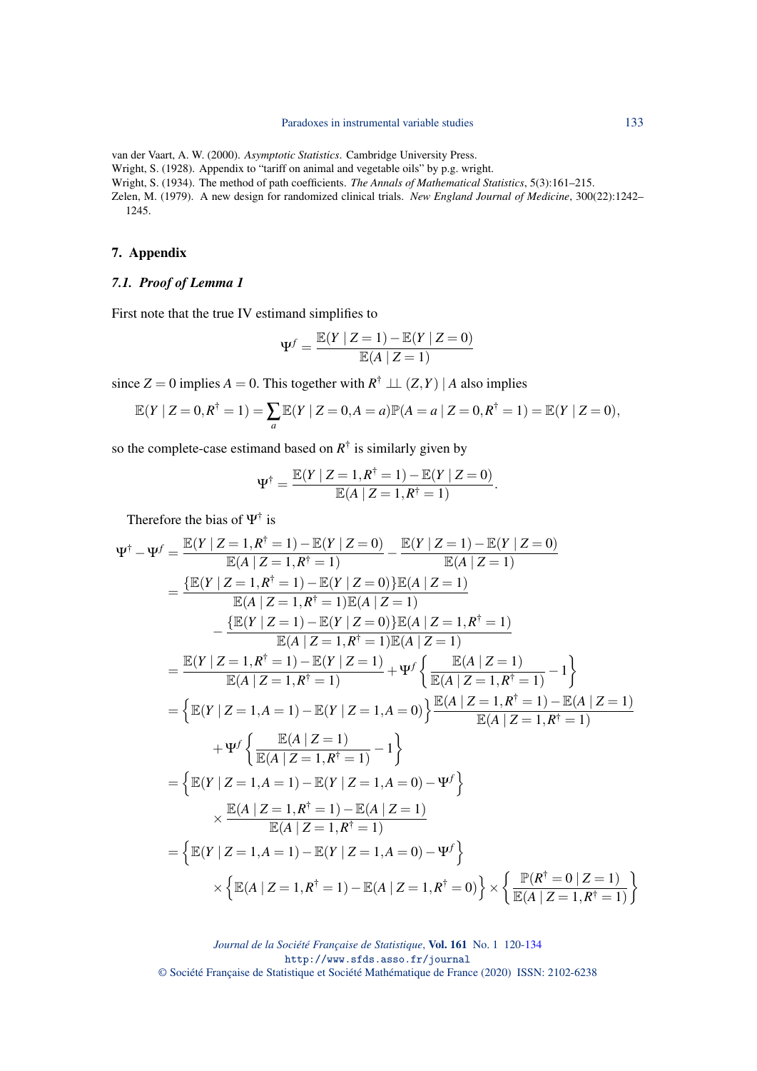van der Vaart, A. W. (2000). *Asymptotic Statistics*. Cambridge University Press.

Wright, S. (1928). Appendix to "tariff on animal and vegetable oils" by p.g. wright.

Wright, S. (1934). The method of path coefficients. *The Annals of Mathematical Statistics*, 5(3):161–215.

Zelen, M. (1979). A new design for randomized clinical trials. *New England Journal of Medicine*, 300(22):1242–1245.

## 7. Appendix

### 7.1. Proof of Lemma 1

First note that the true IV estimand simplifies to

$$\Psi^f = \frac{\mathbb{E}(Y \mid Z=1) - \mathbb{E}(Y \mid Z=0)}{\mathbb{E}(A \mid Z=1)}$$

since $Z=0$ implies $A=0$. This together with $R^\dagger \perp\!\!\!\perp (Z,Y) \mid A$ also implies

$$\mathbb{E}(Y \mid Z=0, R^\dagger=1) = \sum_a \mathbb{E}(Y \mid Z=0, A=a)\mathbb{P}(A=a \mid Z=0, R^\dagger=1) = \mathbb{E}(Y \mid Z=0),$$

so the complete-case estimand based on $R^\dagger$ is similarly given by

$$\Psi^\dagger = \frac{\mathbb{E}(Y \mid Z=1, R^\dagger=1) - \mathbb{E}(Y \mid Z=0)}{\mathbb{E}(A \mid Z=1, R^\dagger=1)}.$$

Therefore the bias of $\Psi^\dagger$ is

$$\begin{aligned}
\Psi^\dagger - \Psi^f &= \frac{\mathbb{E}(Y \mid Z=1, R^\dagger=1) - \mathbb{E}(Y \mid Z=0)}{\mathbb{E}(A \mid Z=1, R^\dagger=1)} - \frac{\mathbb{E}(Y \mid Z=1) - \mathbb{E}(Y \mid Z=0)}{\mathbb{E}(A \mid Z=1)} \\
&= \frac{\{\mathbb{E}(Y \mid Z=1, R^\dagger=1) - \mathbb{E}(Y \mid Z=0)\}\mathbb{E}(A \mid Z=1)}{\mathbb{E}(A \mid Z=1, R^\dagger=1)\mathbb{E}(A \mid Z=1)} \\
&\quad - \frac{\{\mathbb{E}(Y \mid Z=1) - \mathbb{E}(Y \mid Z=0)\}\mathbb{E}(A \mid Z=1, R^\dagger=1)}{\mathbb{E}(A \mid Z=1, R^\dagger=1)\mathbb{E}(A \mid Z=1)} \\
&= \frac{\mathbb{E}(Y \mid Z=1, R^\dagger=1) - \mathbb{E}(Y \mid Z=1)}{\mathbb{E}(A \mid Z=1, R^\dagger=1)} + \Psi^f \left\{ \frac{\mathbb{E}(A \mid Z=1)}{\mathbb{E}(A \mid Z=1, R^\dagger=1)} - 1 \right\} \\
&= \Big\{ \mathbb{E}(Y \mid Z=1, A=1) - \mathbb{E}(Y \mid Z=1, A=0) \Big\} \frac{\mathbb{E}(A \mid Z=1, R^\dagger=1) - \mathbb{E}(A \mid Z=1)}{\mathbb{E}(A \mid Z=1, R^\dagger=1)} \\
&\qquad + \Psi^f \left\{ \frac{\mathbb{E}(A \mid Z=1)}{\mathbb{E}(A \mid Z=1, R^\dagger=1)} - 1 \right\} \\
&= \Big\{ \mathbb{E}(Y \mid Z=1, A=1) - \mathbb{E}(Y \mid Z=1, A=0) - \Psi^f \Big\} \\
&\qquad \times \frac{\mathbb{E}(A \mid Z=1, R^\dagger=1) - \mathbb{E}(A \mid Z=1)}{\mathbb{E}(A \mid Z=1, R^\dagger=1)} \\
&= \Big\{ \mathbb{E}(Y \mid Z=1, A=1) - \mathbb{E}(Y \mid Z=1, A=0) - \Psi^f \Big\} \\
&\qquad \times \Big\{ \mathbb{E}(A \mid Z=1, R^\dagger=1) - \mathbb{E}(A \mid Z=1, R^\dagger=0) \Big\} \times \left\{ \frac{\mathbb{P}(R^\dagger=0 \mid Z=1)}{\mathbb{E}(A \mid Z=1, R^\dagger=1)} \right\}
\end{aligned}$$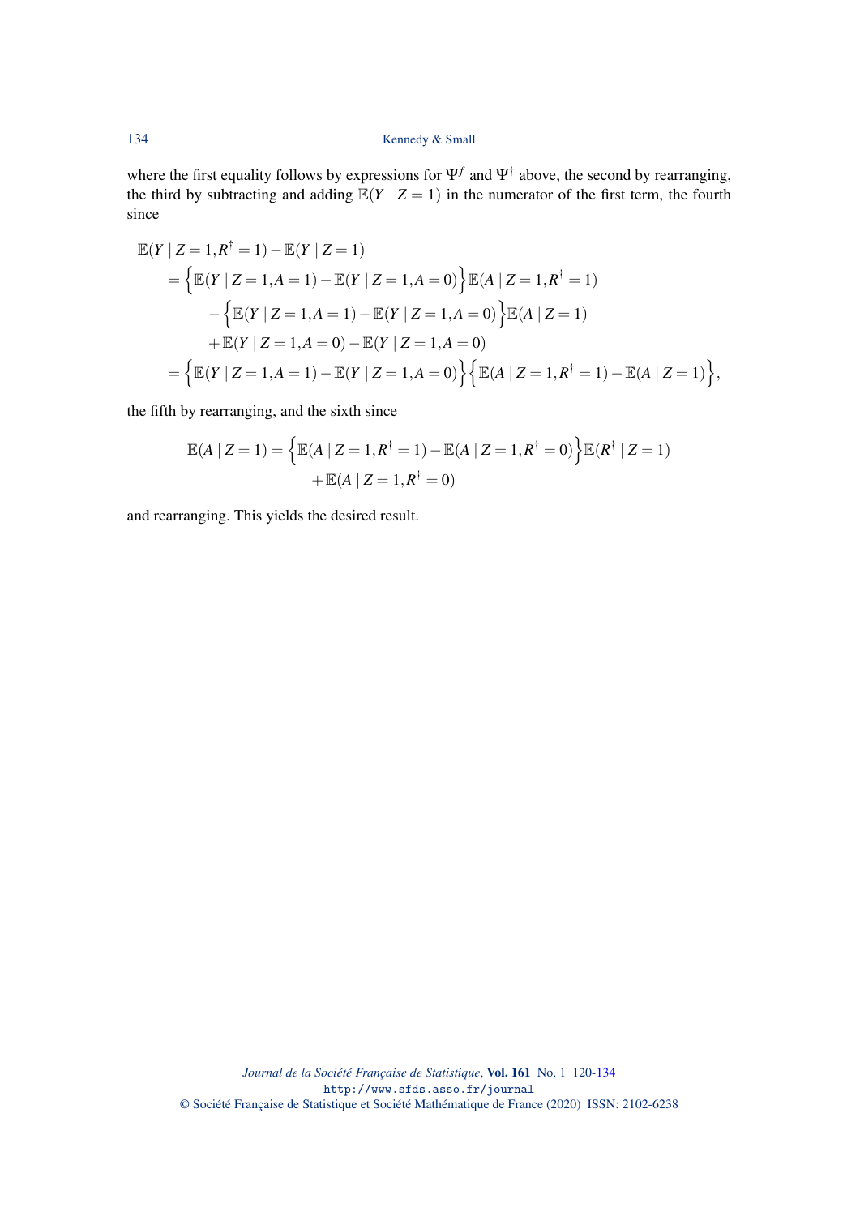where the first equality follows by expressions for $\Psi^f$ and $\Psi^\dagger$ above, the second by rearranging, the third by subtracting and adding $\mathbb{E}(Y \mid Z=1)$ in the numerator of the first term, the fourth since

$$
\begin{aligned}
&\mathbb{E}(Y \mid Z=1, R^\dagger=1) - \mathbb{E}(Y \mid Z=1) \\
&\quad = \Big\{ \mathbb{E}(Y \mid Z=1, A=1) - \mathbb{E}(Y \mid Z=1, A=0) \Big\} \mathbb{E}(A \mid Z=1, R^\dagger=1) \\
&\qquad - \Big\{ \mathbb{E}(Y \mid Z=1, A=1) - \mathbb{E}(Y \mid Z=1, A=0) \Big\} \mathbb{E}(A \mid Z=1) \\
&\qquad + \mathbb{E}(Y \mid Z=1, A=0) - \mathbb{E}(Y \mid Z=1, A=0) \\
&\quad = \Big\{ \mathbb{E}(Y \mid Z=1, A=1) - \mathbb{E}(Y \mid Z=1, A=0) \Big\} \Big\{ \mathbb{E}(A \mid Z=1, R^\dagger=1) - \mathbb{E}(A \mid Z=1) \Big\},
\end{aligned}
$$

the fifth by rearranging, and the sixth since

$$
\begin{aligned}
\mathbb{E}(A \mid Z=1) = &\Big\{ \mathbb{E}(A \mid Z=1, R^\dagger=1) - \mathbb{E}(A \mid Z=1, R^\dagger=0) \Big\} \mathbb{E}(R^\dagger \mid Z=1) \\
&+ \mathbb{E}(A \mid Z=1, R^\dagger=0)
\end{aligned}
$$

and rearranging. This yields the desired result.